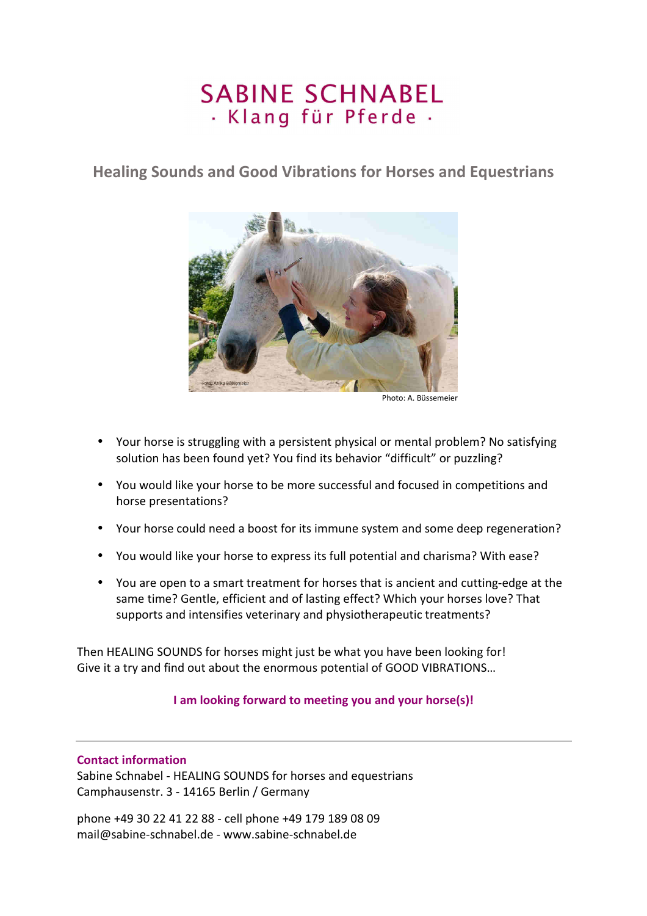# SABINE SCHNABEL
## · Klang für Pferde ·

## Healing Sounds and Good Vibrations for Horses and Equestrians

Photo: A. Büssemeier

- Your horse is struggling with a persistent physical or mental problem? No satisfying solution has been found yet? You find its behavior “difficult” or puzzling?
- You would like your horse to be more successful and focused in competitions and horse presentations?
- Your horse could need a boost for its immune system and some deep regeneration?
- You would like your horse to express its full potential and charisma? With ease?
- You are open to a smart treatment for horses that is ancient and cutting-edge at the same time? Gentle, efficient and of lasting effect? Which your horses love? That supports and intensifies veterinary and physiotherapeutic treatments?

Then HEALING SOUNDS for horses might just be what you have been looking for!
Give it a try and find out about the enormous potential of GOOD VIBRATIONS…

**I am looking forward to meeting you and your horse(s)!**

---

**Contact information**
Sabine Schnabel - HEALING SOUNDS for horses and equestrians
Camphausenstr. 3 - 14165 Berlin / Germany

phone +49 30 22 41 22 88 - cell phone +49 179 189 08 09
mail@sabine-schnabel.de - www.sabine-schnabel.de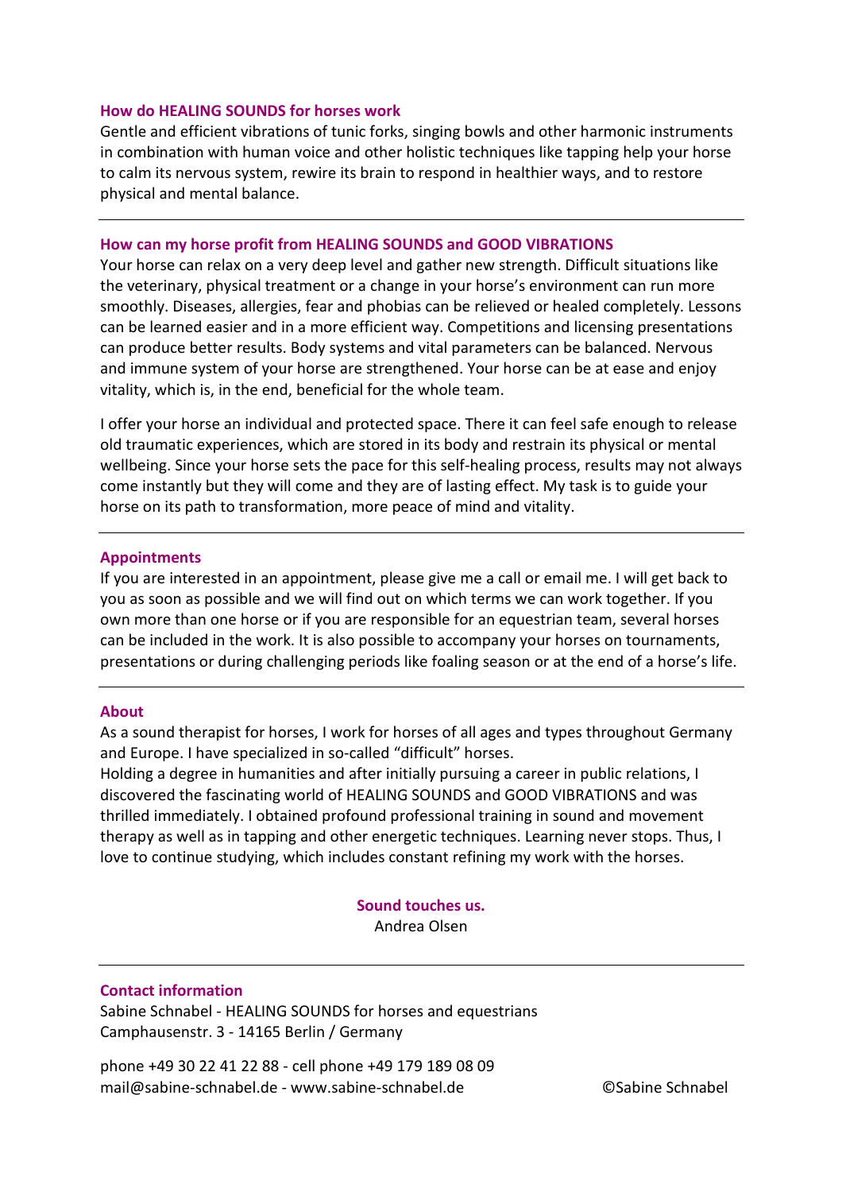### How do HEALING SOUNDS for horses work

Gentle and efficient vibrations of tunic forks, singing bowls and other harmonic instruments in combination with human voice and other holistic techniques like tapping help your horse to calm its nervous system, rewire its brain to respond in healthier ways, and to restore physical and mental balance.

---

### How can my horse profit from HEALING SOUNDS and GOOD VIBRATIONS

Your horse can relax on a very deep level and gather new strength. Difficult situations like the veterinary, physical treatment or a change in your horse's environment can run more smoothly. Diseases, allergies, fear and phobias can be relieved or healed completely. Lessons can be learned easier and in a more efficient way. Competitions and licensing presentations can produce better results. Body systems and vital parameters can be balanced. Nervous and immune system of your horse are strengthened. Your horse can be at ease and enjoy vitality, which is, in the end, beneficial for the whole team.

I offer your horse an individual and protected space. There it can feel safe enough to release old traumatic experiences, which are stored in its body and restrain its physical or mental wellbeing. Since your horse sets the pace for this self-healing process, results may not always come instantly but they will come and they are of lasting effect. My task is to guide your horse on its path to transformation, more peace of mind and vitality.

---

### Appointments

If you are interested in an appointment, please give me a call or email me. I will get back to you as soon as possible and we will find out on which terms we can work together. If you own more than one horse or if you are responsible for an equestrian team, several horses can be included in the work. It is also possible to accompany your horses on tournaments, presentations or during challenging periods like foaling season or at the end of a horse's life.

---

### About

As a sound therapist for horses, I work for horses of all ages and types throughout Germany and Europe. I have specialized in so-called "difficult" horses.
Holding a degree in humanities and after initially pursuing a career in public relations, I discovered the fascinating world of HEALING SOUNDS and GOOD VIBRATIONS and was thrilled immediately. I obtained profound professional training in sound and movement therapy as well as in tapping and other energetic techniques. Learning never stops. Thus, I love to continue studying, which includes constant refining my work with the horses.

**Sound touches us.**
Andrea Olsen

---

### Contact information

Sabine Schnabel - HEALING SOUNDS for horses and equestrians
Camphausenstr. 3 - 14165 Berlin / Germany

phone +49 30 22 41 22 88 - cell phone +49 179 189 08 09
mail@sabine-schnabel.de - www.sabine-schnabel.de

©Sabine Schnabel